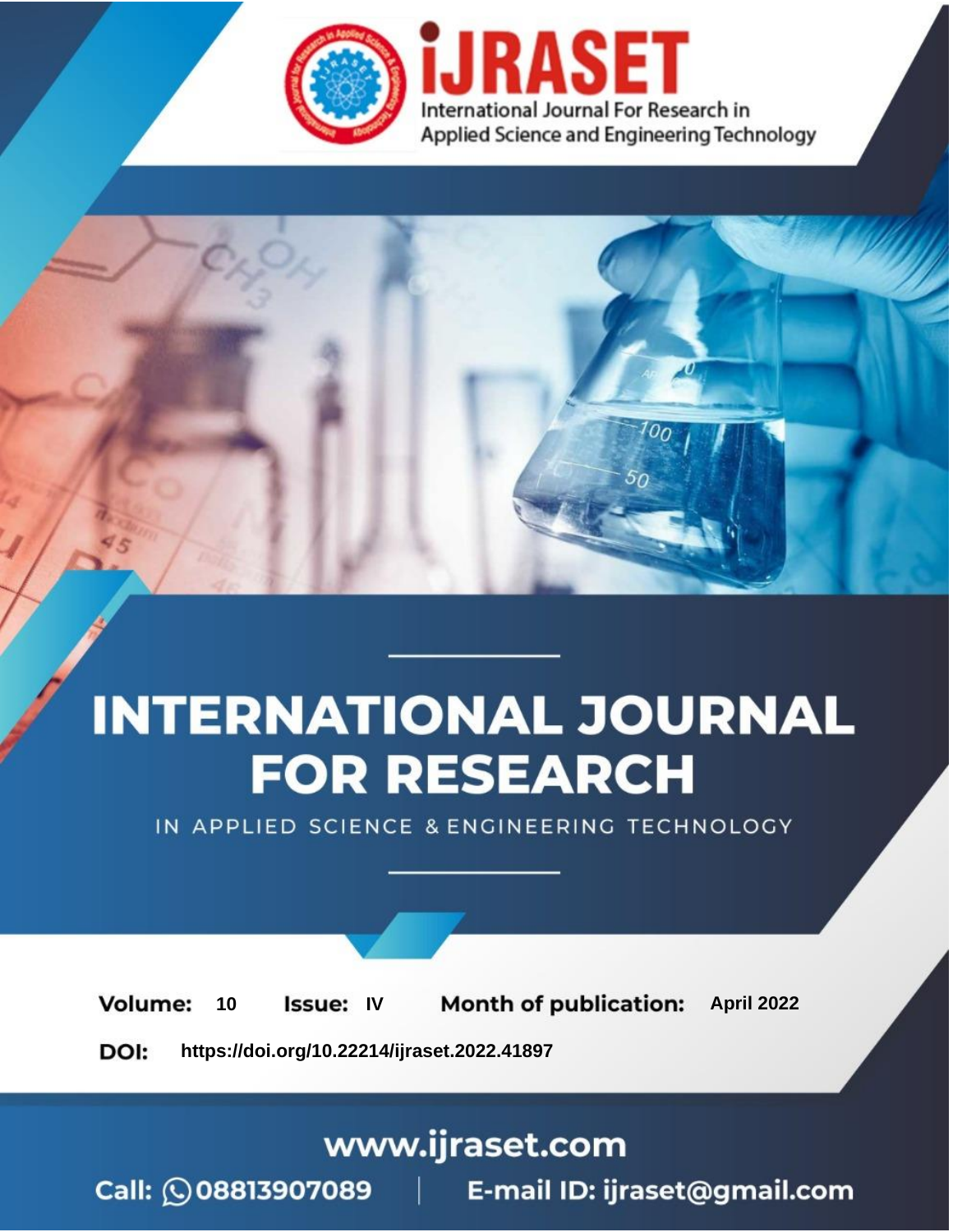iJRASET

International Journal For Research in Applied Science and Engineering Technology

# INTERNATIONAL JOURNAL FOR RESEARCH

IN APPLIED SCIENCE & ENGINEERING TECHNOLOGY

**Volume:** 10 **Issue:** IV **Month of publication:** April 2022

**DOI:** https://doi.org/10.22214/ijraset.2022.41897

www.ijraset.com

Call: 08813907089 | E-mail ID: ijraset@gmail.com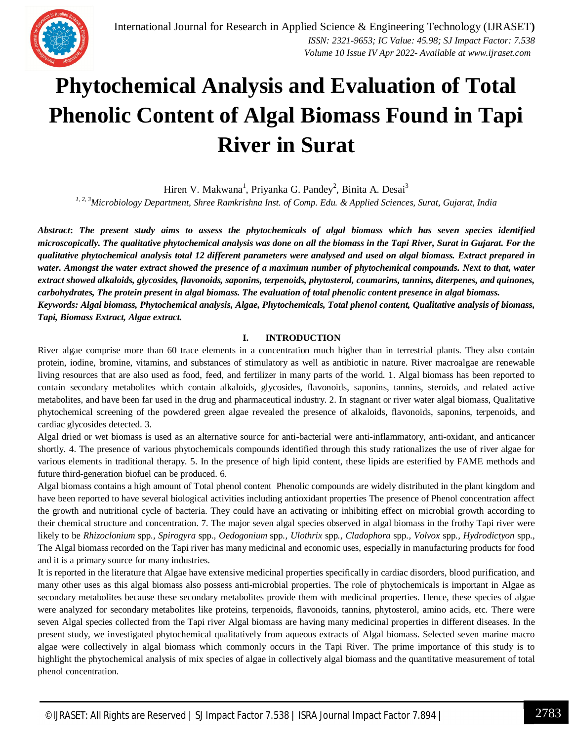# Phytochemical Analysis and Evaluation of Total Phenolic Content of Algal Biomass Found in Tapi River in Surat

Hiren V. Makwana[1], Priyanka G. Pandey[2], Binita A. Desai[3]

[1, 2, 3]*Microbiology Department, Shree Ramkrishna Inst. of Comp. Edu. & Applied Sciences, Surat, Gujarat, India*

***Abstract*: *The present study aims to assess the phytochemicals of algal biomass which has seven species identified microscopically. The qualitative phytochemical analysis was done on all the biomass in the Tapi River, Surat in Gujarat. For the qualitative phytochemical analysis total 12 different parameters were analysed and used on algal biomass. Extract prepared in water. Amongst the water extract showed the presence of a maximum number of phytochemical compounds. Next to that, water extract showed alkaloids, glycosides, flavonoids, saponins, terpenoids, phytosterol, coumarins, tannins, diterpenes, and quinones, carbohydrates, The protein present in algal biomass. The evaluation of total phenolic content presence in algal biomass.***

***Keywords: Algal biomass, Phytochemical analysis, Algae, Phytochemicals, Total phenol content, Qualitative analysis of biomass, Tapi, Biomass Extract, Algae extract.***

## I. INTRODUCTION

River algae comprise more than 60 trace elements in a concentration much higher than in terrestrial plants. They also contain protein, iodine, bromine, vitamins, and substances of stimulatory as well as antibiotic in nature. River macroalgae are renewable living resources that are also used as food, feed, and fertilizer in many parts of the world. 1. Algal biomass has been reported to contain secondary metabolites which contain alkaloids, glycosides, flavonoids, saponins, tannins, steroids, and related active metabolites, and have been far used in the drug and pharmaceutical industry. 2. In stagnant or river water algal biomass, Qualitative phytochemical screening of the powdered green algae revealed the presence of alkaloids, flavonoids, saponins, terpenoids, and cardiac glycosides detected. 3.

Algal dried or wet biomass is used as an alternative source for anti-bacterial were anti-inflammatory, anti-oxidant, and anticancer shortly. 4. The presence of various phytochemicals compounds identified through this study rationalizes the use of river algae for various elements in traditional therapy. 5. In the presence of high lipid content, these lipids are esterified by FAME methods and future third-generation biofuel can be produced. 6.

Algal biomass contains a high amount of Total phenol content Phenolic compounds are widely distributed in the plant kingdom and have been reported to have several biological activities including antioxidant properties The presence of Phenol concentration affect the growth and nutritional cycle of bacteria. They could have an activating or inhibiting effect on microbial growth according to their chemical structure and concentration. 7. The major seven algal species observed in algal biomass in the frothy Tapi river were likely to be *Rhizoclonium* spp., *Spirogyra* spp., *Oedogonium* spp., *Ulothrix* spp., *Cladophora* spp., *Volvox* spp., *Hydrodictyon* spp., The Algal biomass recorded on the Tapi river has many medicinal and economic uses, especially in manufacturing products for food and it is a primary source for many industries.

It is reported in the literature that Algae have extensive medicinal properties specifically in cardiac disorders, blood purification, and many other uses as this algal biomass also possess anti-microbial properties. The role of phytochemicals is important in Algae as secondary metabolites because these secondary metabolites provide them with medicinal properties. Hence, these species of algae were analyzed for secondary metabolites like proteins, terpenoids, flavonoids, tannins, phytosterol, amino acids, etc. There were seven Algal species collected from the Tapi river Algal biomass are having many medicinal properties in different diseases. In the present study, we investigated phytochemical qualitatively from aqueous extracts of Algal biomass. Selected seven marine macro algae were collectively in algal biomass which commonly occurs in the Tapi River. The prime importance of this study is to highlight the phytochemical analysis of mix species of algae in collectively algal biomass and the quantitative measurement of total phenol concentration.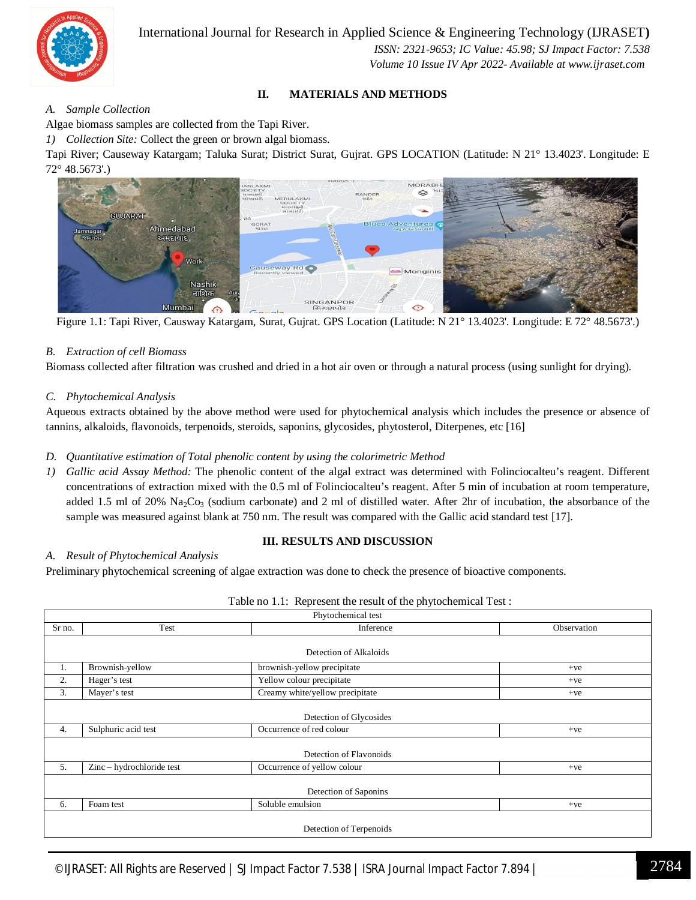## II. MATERIALS AND METHODS

### A. Sample Collection

Algae biomass samples are collected from the Tapi River.

1) *Collection Site:* Collect the green or brown algal biomass.

Tapi River; Causeway Katargam; Taluka Surat; District Surat, Gujrat. GPS LOCATION (Latitude: N 21° 13.4023'. Longitude: E 72° 48.5673'.)

Figure 1.1: Tapi River, Causway Katargam, Surat, Gujrat. GPS Location (Latitude: N 21° 13.4023'. Longitude: E 72° 48.5673'.)

### B. Extraction of cell Biomass

Biomass collected after filtration was crushed and dried in a hot air oven or through a natural process (using sunlight for drying).

### C. Phytochemical Analysis

Aqueous extracts obtained by the above method were used for phytochemical analysis which includes the presence or absence of tannins, alkaloids, flavonoids, terpenoids, steroids, saponins, glycosides, phytosterol, Diterpenes, etc [16]

### D. Quantitative estimation of Total phenolic content by using the colorimetric Method

1) *Gallic acid Assay Method:* The phenolic content of the algal extract was determined with Folinciocalteu's reagent. Different concentrations of extraction mixed with the 0.5 ml of Folinciocalteu's reagent. After 5 min of incubation at room temperature, added 1.5 ml of 20% $Na_2Co_3$ (sodium carbonate) and 2 ml of distilled water. After 2hr of incubation, the absorbance of the sample was measured against blank at 750 nm. The result was compared with the Gallic acid standard test [17].

## III. RESULTS AND DISCUSSION

### A. Result of Phytochemical Analysis

Preliminary phytochemical screening of algae extraction was done to check the presence of bioactive components.

Table no 1.1: Represent the result of the phytochemical Test :

| Phytochemical test | | | |
|---|---|---|---|
| Sr no. | Test | Inference | Observation |
| Detection of Alkaloids | | | |
| 1. | Brownish-yellow | brownish-yellow precipitate | +ve |
| 2. | Hager's test | Yellow colour precipitate | +ve |
| 3. | Mayer's test | Creamy white/yellow precipitate | +ve |
| Detection of Glycosides | | | |
| 4. | Sulphuric acid test | Occurrence of red colour | +ve |
| Detection of Flavonoids | | | |
| 5. | Zinc – hydrochloride test | Occurrence of yellow colour | +ve |
| Detection of Saponins | | | |
| 6. | Foam test | Soluble emulsion | +ve |
| Detection of Terpenoids | | | |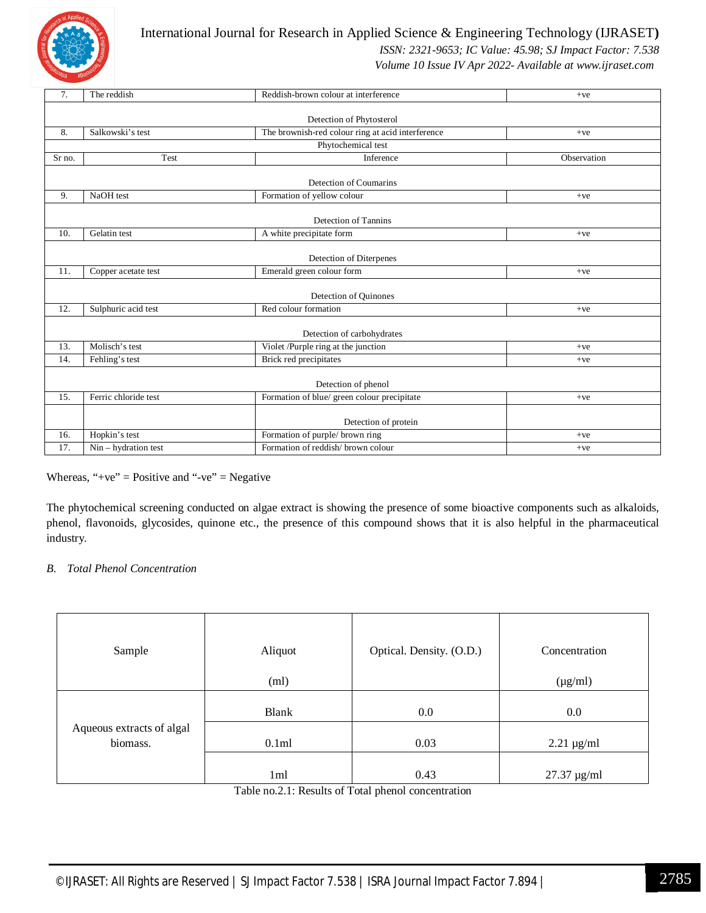| 7. | The reddish | Reddish-brown colour at interference | +ve |
| --- | --- | --- | --- |
| | | Detection of Phytosterol | |
| 8. | Salkowski's test | The brownish-red colour ring at acid interference | +ve |
| | | Phytochemical test | |
| Sr no. | Test | Inference | Observation |
| | | Detection of Coumarins | |
| 9. | NaOH test | Formation of yellow colour | +ve |
| | | Detection of Tannins | |
| 10. | Gelatin test | A white precipitate form | +ve |
| | | Detection of Diterpenes | |
| 11. | Copper acetate test | Emerald green colour form | +ve |
| | | Detection of Quinones | |
| 12. | Sulphuric acid test | Red colour formation | +ve |
| | | Detection of carbohydrates | |
| 13. | Molisch's test | Violet /Purple ring at the junction | +ve |
| 14. | Fehling's test | Brick red precipitates | +ve |
| | | Detection of phenol | |
| 15. | Ferric chloride test | Formation of blue/ green colour precipitate | +ve |
| | | Detection of protein | |
| 16. | Hopkin's test | Formation of purple/ brown ring | +ve |
| 17. | Nin – hydration test | Formation of reddish/ brown colour | +ve |

Whereas, "+ve" = Positive and "-ve" = Negative

The phytochemical screening conducted on algae extract is showing the presence of some bioactive components such as alkaloids, phenol, flavonoids, glycosides, quinone etc., the presence of this compound shows that it is also helpful in the pharmaceutical industry.

### *B. Total Phenol Concentration*

| Sample | Aliquot (ml) | Optical. Density. (O.D.) | Concentration (µg/ml) |
| --- | --- | --- | --- |
| Aqueous extracts of algal biomass. | Blank | 0.0 | 0.0 |
| | 0.1ml | 0.03 | 2.21 µg/ml |
| | 1ml | 0.43 | 27.37 µg/ml |

Table no.2.1: Results of Total phenol concentration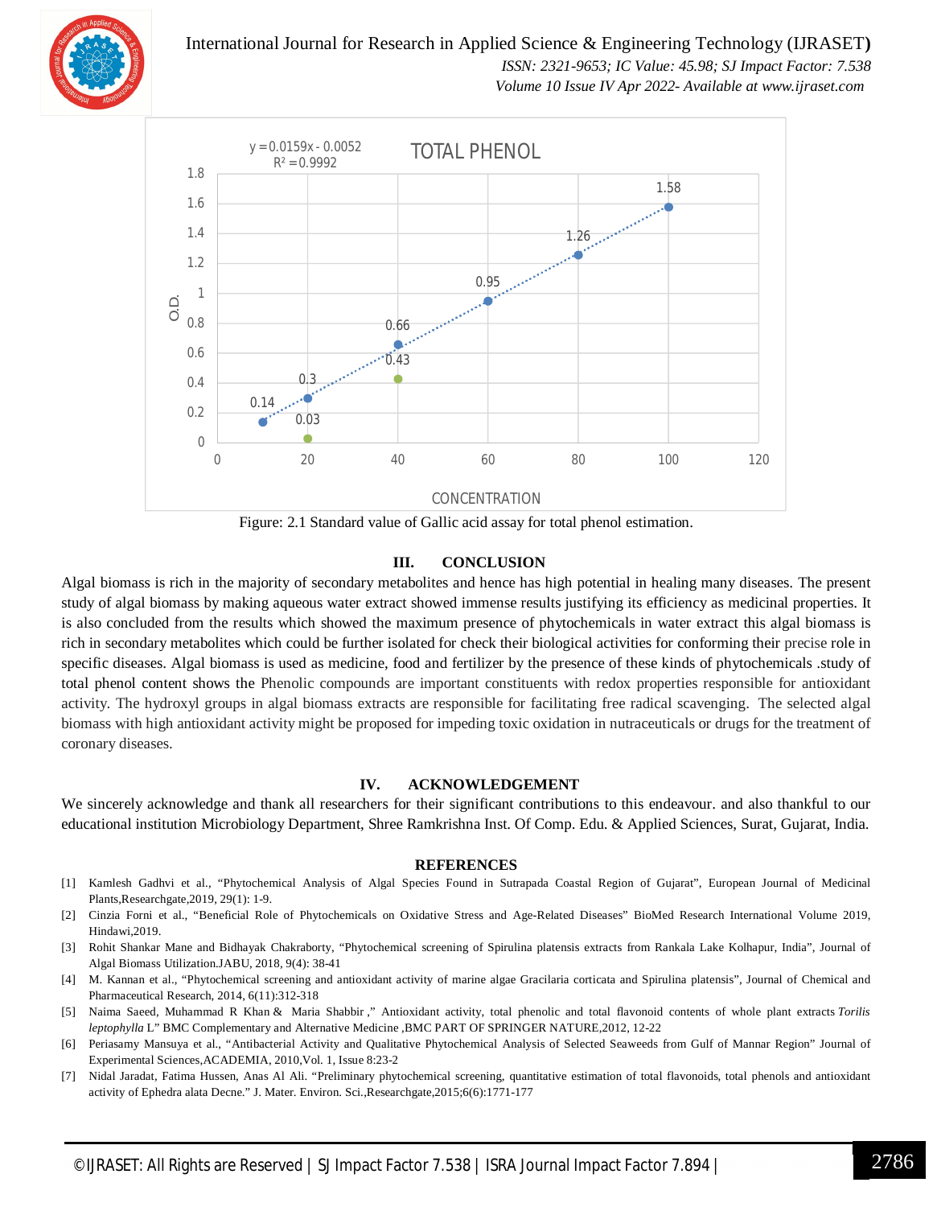Figure: 2.1 Standard value of Gallic acid assay for total phenol estimation.

## III. CONCLUSION

Algal biomass is rich in the majority of secondary metabolites and hence has high potential in healing many diseases. The present study of algal biomass by making aqueous water extract showed immense results justifying its efficiency as medicinal properties. It is also concluded from the results which showed the maximum presence of phytochemicals in water extract this algal biomass is rich in secondary metabolites which could be further isolated for check their biological activities for conforming their precise role in specific diseases. Algal biomass is used as medicine, food and fertilizer by the presence of these kinds of phytochemicals .study of total phenol content shows the Phenolic compounds are important constituents with redox properties responsible for antioxidant activity. The hydroxyl groups in algal biomass extracts are responsible for facilitating free radical scavenging. The selected algal biomass with high antioxidant activity might be proposed for impeding toxic oxidation in nutraceuticals or drugs for the treatment of coronary diseases.

## IV. ACKNOWLEDGEMENT

We sincerely acknowledge and thank all researchers for their significant contributions to this endeavour. and also thankful to our educational institution Microbiology Department, Shree Ramkrishna Inst. Of Comp. Edu. & Applied Sciences, Surat, Gujarat, India.

## REFERENCES

[1] Kamlesh Gadhvi et al., "Phytochemical Analysis of Algal Species Found in Sutrapada Coastal Region of Gujarat", European Journal of Medicinal Plants,Researchgate,2019, 29(1): 1-9.

[2] Cinzia Forni et al., "Beneficial Role of Phytochemicals on Oxidative Stress and Age-Related Diseases" BioMed Research International Volume 2019, Hindawi,2019.

[3] Rohit Shankar Mane and Bidhayak Chakraborty, "Phytochemical screening of Spirulina platensis extracts from Rankala Lake Kolhapur, India", Journal of Algal Biomass Utilization.JABU, 2018, 9(4): 38-41

[4] M. Kannan et al., "Phytochemical screening and antioxidant activity of marine algae Gracilaria corticata and Spirulina platensis", Journal of Chemical and Pharmaceutical Research, 2014, 6(11):312-318

[5] Naima Saeed, Muhammad R Khan & Maria Shabbir ," Antioxidant activity, total phenolic and total flavonoid contents of whole plant extracts *Torilis leptophylla* L" BMC Complementary and Alternative Medicine ,BMC PART OF SPRINGER NATURE,2012, 12-22

[6] Periasamy Mansuya et al., "Antibacterial Activity and Qualitative Phytochemical Analysis of Selected Seaweeds from Gulf of Mannar Region" Journal of Experimental Sciences,ACADEMIA, 2010,Vol. 1, Issue 8:23-2

[7] Nidal Jaradat, Fatima Hussen, Anas Al Ali. "Preliminary phytochemical screening, quantitative estimation of total flavonoids, total phenols and antioxidant activity of Ephedra alata Decne." J. Mater. Environ. Sci.,Researchgate,2015;6(6):1771-177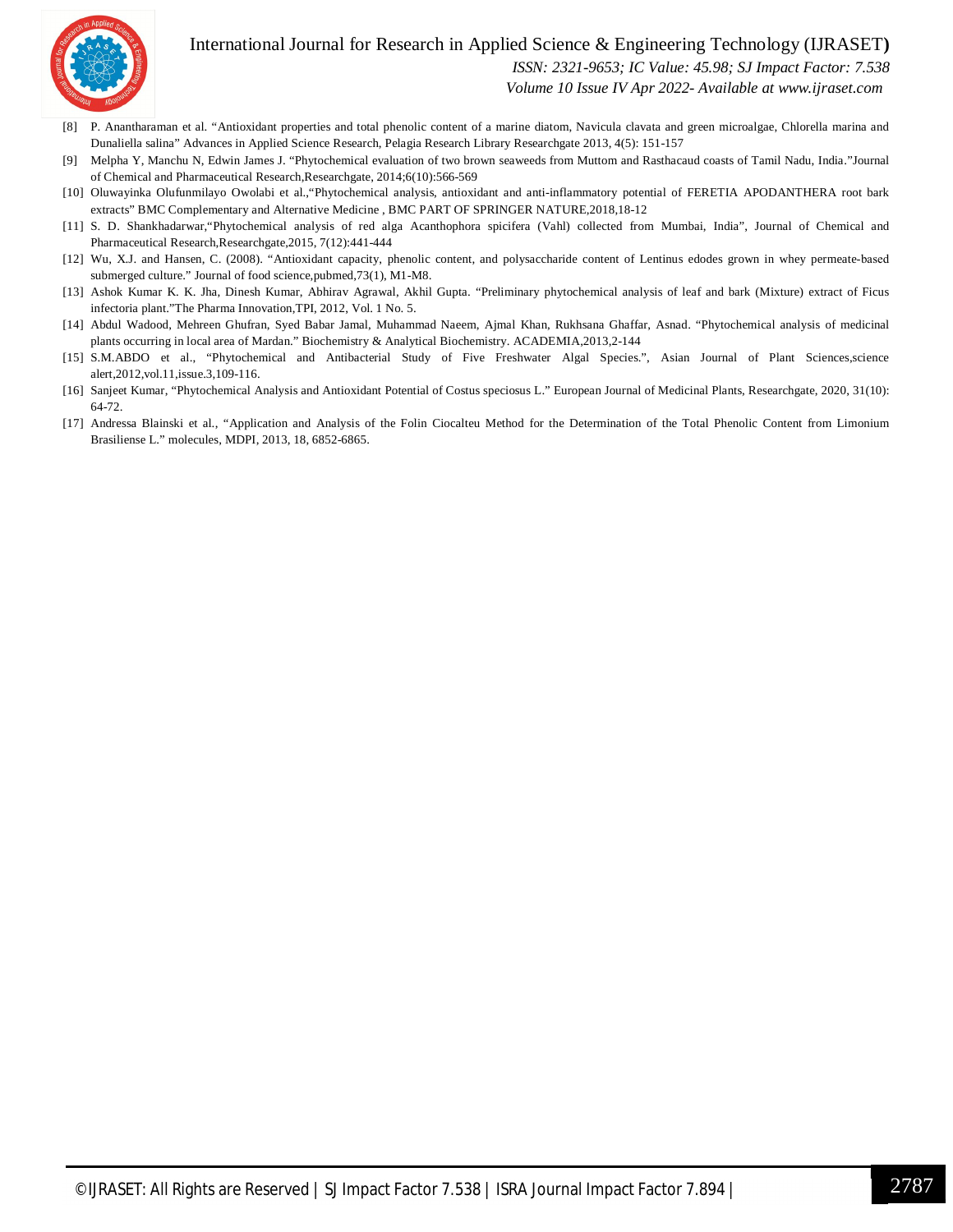[8] P. Anantharaman et al. "Antioxidant properties and total phenolic content of a marine diatom, Navicula clavata and green microalgae, Chlorella marina and Dunaliella salina" Advances in Applied Science Research, Pelagia Research Library Researchgate 2013, 4(5): 151-157

[9] Melpha Y, Manchu N, Edwin James J. "Phytochemical evaluation of two brown seaweeds from Muttom and Rasthacaud coasts of Tamil Nadu, India."Journal of Chemical and Pharmaceutical Research,Researchgate, 2014;6(10):566-569

[10] Oluwayinka Olufunmilayo Owolabi et al.,"Phytochemical analysis, antioxidant and anti-inflammatory potential of FERETIA APODANTHERA root bark extracts" BMC Complementary and Alternative Medicine , BMC PART OF SPRINGER NATURE,2018,18-12

[11] S. D. Shankhadarwar,"Phytochemical analysis of red alga Acanthophora spicifera (Vahl) collected from Mumbai, India", Journal of Chemical and Pharmaceutical Research,Researchgate,2015, 7(12):441-444

[12] Wu, X.J. and Hansen, C. (2008). "Antioxidant capacity, phenolic content, and polysaccharide content of Lentinus edodes grown in whey permeate-based submerged culture." Journal of food science,pubmed,73(1), M1-M8.

[13] Ashok Kumar K. K. Jha, Dinesh Kumar, Abhirav Agrawal, Akhil Gupta. "Preliminary phytochemical analysis of leaf and bark (Mixture) extract of Ficus infectoria plant."The Pharma Innovation,TPI, 2012, Vol. 1 No. 5.

[14] Abdul Wadood, Mehreen Ghufran, Syed Babar Jamal, Muhammad Naeem, Ajmal Khan, Rukhsana Ghaffar, Asnad. "Phytochemical analysis of medicinal plants occurring in local area of Mardan." Biochemistry & Analytical Biochemistry. ACADEMIA,2013,2-144

[15] S.M.ABDO et al., "Phytochemical and Antibacterial Study of Five Freshwater Algal Species.", Asian Journal of Plant Sciences,science alert,2012,vol.11,issue.3,109-116.

[16] Sanjeet Kumar, "Phytochemical Analysis and Antioxidant Potential of Costus speciosus L." European Journal of Medicinal Plants, Researchgate, 2020, 31(10): 64-72.

[17] Andressa Blainski et al., "Application and Analysis of the Folin Ciocalteu Method for the Determination of the Total Phenolic Content from Limonium Brasiliense L." molecules, MDPI, 2013, 18, 6852-6865.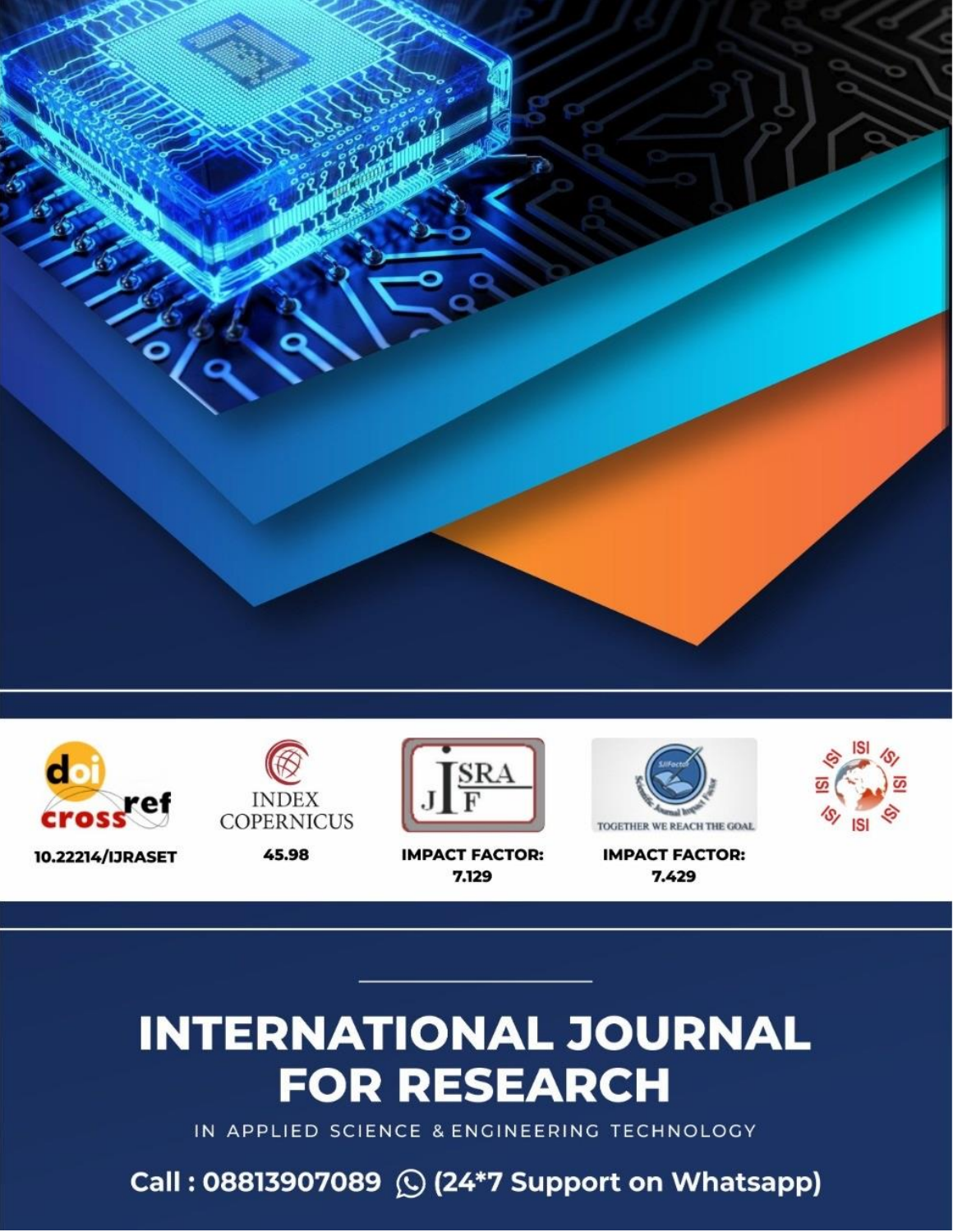10.22214/IJRASET

INDEX COPERNICUS

45.98

IMPACT FACTOR: 7.129

IMPACT FACTOR: 7.429

# INTERNATIONAL JOURNAL FOR RESEARCH

IN APPLIED SCIENCE & ENGINEERING TECHNOLOGY

Call : 08813907089 (24*7 Support on Whatsapp)